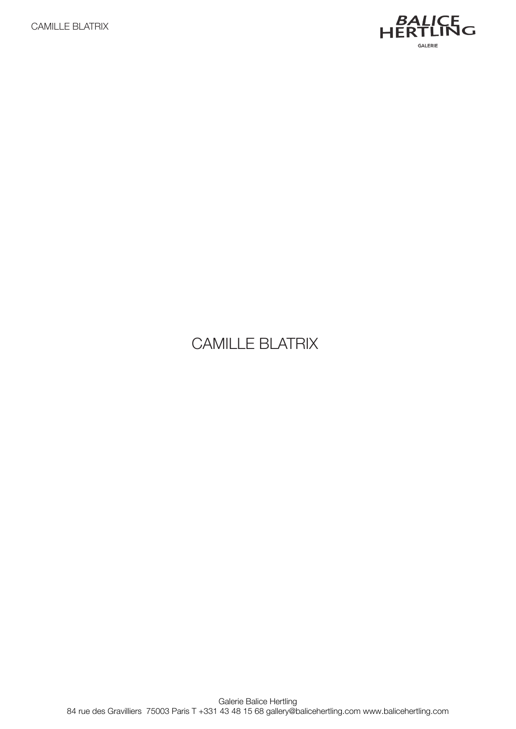# CAMILLE BLATRIX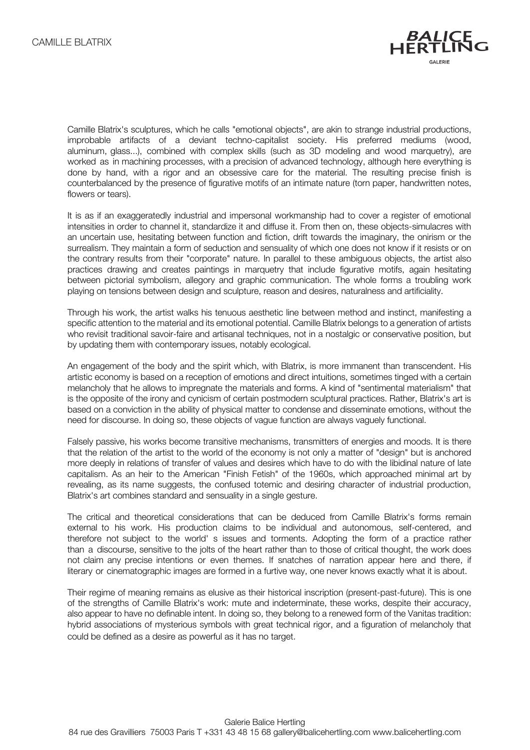Camille Blatrix's sculptures, which he calls "emotional objects", are akin to strange industrial productions, improbable artifacts of a deviant techno-capitalist society. His preferred mediums (wood, aluminum, glass...), combined with complex skills (such as 3D modeling and wood marquetry), are worked as in machining processes, with a precision of advanced technology, although here everything is done by hand, with a rigor and an obsessive care for the material. The resulting precise finish is counterbalanced by the presence of figurative motifs of an intimate nature (torn paper, handwritten notes, flowers or tears).

It is as if an exaggeratedly industrial and impersonal workmanship had to cover a register of emotional intensities in order to channel it, standardize it and diffuse it. From then on, these objects-simulacres with an uncertain use, hesitating between function and fiction, drift towards the imaginary, the onirism or the surrealism. They maintain a form of seduction and sensuality of which one does not know if it resists or on the contrary results from their "corporate" nature. In parallel to these ambiguous objects, the artist also practices drawing and creates paintings in marquetry that include figurative motifs, again hesitating between pictorial symbolism, allegory and graphic communication. The whole forms a troubling work playing on tensions between design and sculpture, reason and desires, naturalness and artificiality.

Through his work, the artist walks his tenuous aesthetic line between method and instinct, manifesting a specific attention to the material and its emotional potential. Camille Blatrix belongs to a generation of artists who revisit traditional savoir-faire and artisanal techniques, not in a nostalgic or conservative position, but by updating them with contemporary issues, notably ecological.

An engagement of the body and the spirit which, with Blatrix, is more immanent than transcendent. His artistic economy is based on a reception of emotions and direct intuitions, sometimes tinged with a certain melancholy that he allows to impregnate the materials and forms. A kind of "sentimental materialism" that is the opposite of the irony and cynicism of certain postmodern sculptural practices. Rather, Blatrix's art is based on a conviction in the ability of physical matter to condense and disseminate emotions, without the need for discourse. In doing so, these objects of vague function are always vaguely functional.

Falsely passive, his works become transitive mechanisms, transmitters of energies and moods. It is there that the relation of the artist to the world of the economy is not only a matter of "design" but is anchored more deeply in relations of transfer of values and desires which have to do with the libidinal nature of late capitalism. As an heir to the American "Finish Fetish" of the 1960s, which approached minimal art by revealing, as its name suggests, the confused totemic and desiring character of industrial production, Blatrix's art combines standard and sensuality in a single gesture.

The critical and theoretical considerations that can be deduced from Camille Blatrix's forms remain external to his work. His production claims to be individual and autonomous, self-centered, and therefore not subject to the world' s issues and torments. Adopting the form of a practice rather than a discourse, sensitive to the jolts of the heart rather than to those of critical thought, the work does not claim any precise intentions or even themes. If snatches of narration appear here and there, if literary or cinematographic images are formed in a furtive way, one never knows exactly what it is about.

Their regime of meaning remains as elusive as their historical inscription (present-past-future). This is one of the strengths of Camille Blatrix's work: mute and indeterminate, these works, despite their accuracy, also appear to have no definable intent. In doing so, they belong to a renewed form of the Vanitas tradition: hybrid associations of mysterious symbols with great technical rigor, and a figuration of melancholy that could be defined as a desire as powerful as it has no target.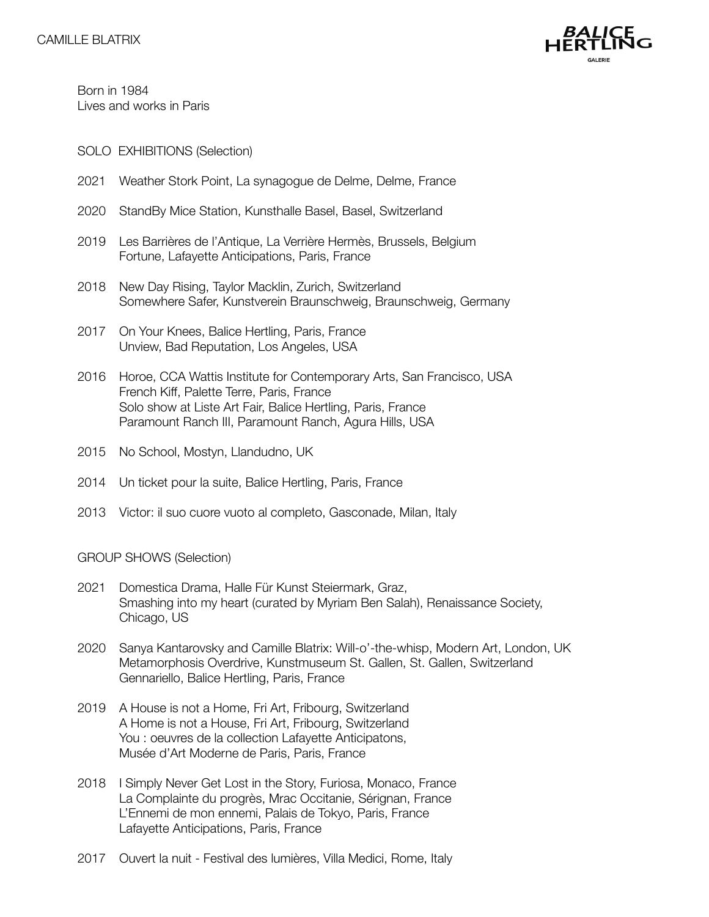# CAMILLE BLATRIX

Born in 1984
Lives and works in Paris

## SOLO EXHIBITIONS (Selection)

2021 Weather Stork Point, La synagogue de Delme, Delme, France

2020 StandBy Mice Station, Kunsthalle Basel, Basel, Switzerland

2019 Les Barrières de l'Antique, La Verrière Hermès, Brussels, Belgium
Fortune, Lafayette Anticipations, Paris, France

2018 New Day Rising, Taylor Macklin, Zurich, Switzerland
Somewhere Safer, Kunstverein Braunschweig, Braunschweig, Germany

2017 On Your Knees, Balice Hertling, Paris, France
Unview, Bad Reputation, Los Angeles, USA

2016 Horoe, CCA Wattis Institute for Contemporary Arts, San Francisco, USA
French Kiff, Palette Terre, Paris, France
Solo show at Liste Art Fair, Balice Hertling, Paris, France
Paramount Ranch III, Paramount Ranch, Agura Hills, USA

2015 No School, Mostyn, Llandudno, UK

2014 Un ticket pour la suite, Balice Hertling, Paris, France

2013 Victor: il suo cuore vuoto al completo, Gasconade, Milan, Italy

## GROUP SHOWS (Selection)

2021 Domestica Drama, Halle Für Kunst Steiermark, Graz,
Smashing into my heart (curated by Myriam Ben Salah), Renaissance Society, Chicago, US

2020 Sanya Kantarovsky and Camille Blatrix: Will-o'-the-whisp, Modern Art, London, UK
Metamorphosis Overdrive, Kunstmuseum St. Gallen, St. Gallen, Switzerland
Gennariello, Balice Hertling, Paris, France

2019 A House is not a Home, Fri Art, Fribourg, Switzerland
A Home is not a House, Fri Art, Fribourg, Switzerland
You : oeuvres de la collection Lafayette Anticipatons, Musée d'Art Moderne de Paris, Paris, France

2018 I Simply Never Get Lost in the Story, Furiosa, Monaco, France
La Complainte du progrès, Mrac Occitanie, Sérignan, France
L'Ennemi de mon ennemi, Palais de Tokyo, Paris, France
Lafayette Anticipations, Paris, France

2017 Ouvert la nuit - Festival des lumières, Villa Medici, Rome, Italy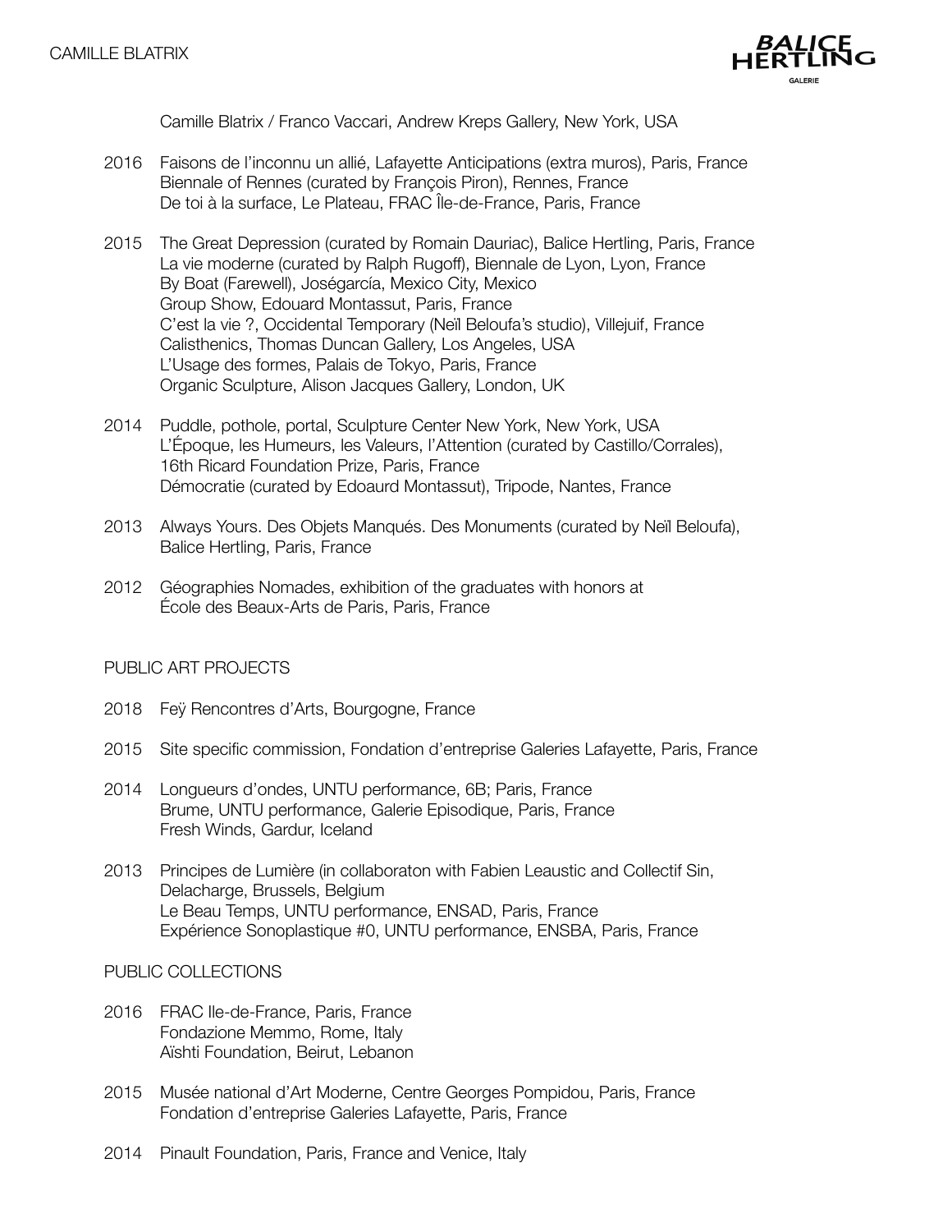Camille Blatrix / Franco Vaccari, Andrew Kreps Gallery, New York, USA

2016 Faisons de l'inconnu un allié, Lafayette Anticipations (extra muros), Paris, France
Biennale of Rennes (curated by François Piron), Rennes, France
De toi à la surface, Le Plateau, FRAC Île-de-France, Paris, France

2015 The Great Depression (curated by Romain Dauriac), Balice Hertling, Paris, France
La vie moderne (curated by Ralph Rugoff), Biennale de Lyon, Lyon, France
By Boat (Farewell), Joségarcía, Mexico City, Mexico
Group Show, Edouard Montassut, Paris, France
C'est la vie ?, Occidental Temporary (Neïl Beloufa's studio), Villejuif, France
Calisthenics, Thomas Duncan Gallery, Los Angeles, USA
L'Usage des formes, Palais de Tokyo, Paris, France
Organic Sculpture, Alison Jacques Gallery, London, UK

2014 Puddle, pothole, portal, Sculpture Center New York, New York, USA
L'Époque, les Humeurs, les Valeurs, l'Attention (curated by Castillo/Corrales), 16th Ricard Foundation Prize, Paris, France
Démocratie (curated by Edoaurd Montassut), Tripode, Nantes, France

2013 Always Yours. Des Objets Manqués. Des Monuments (curated by Neïl Beloufa), Balice Hertling, Paris, France

2012 Géographies Nomades, exhibition of the graduates with honors at École des Beaux-Arts de Paris, Paris, France

## PUBLIC ART PROJECTS

2018 Feÿ Rencontres d'Arts, Bourgogne, France

2015 Site specific commission, Fondation d'entreprise Galeries Lafayette, Paris, France

2014 Longueurs d'ondes, UNTU performance, 6B; Paris, France
Brume, UNTU performance, Galerie Episodique, Paris, France
Fresh Winds, Gardur, Iceland

2013 Principes de Lumière (in collaboraton with Fabien Leaustic and Collectif Sin, Delacharge, Brussels, Belgium
Le Beau Temps, UNTU performance, ENSAD, Paris, France
Expérience Sonoplastique #0, UNTU performance, ENSBA, Paris, France

## PUBLIC COLLECTIONS

2016 FRAC Ile-de-France, Paris, France
Fondazione Memmo, Rome, Italy
Aïshti Foundation, Beirut, Lebanon

2015 Musée national d'Art Moderne, Centre Georges Pompidou, Paris, France
Fondation d'entreprise Galeries Lafayette, Paris, France

2014 Pinault Foundation, Paris, France and Venice, Italy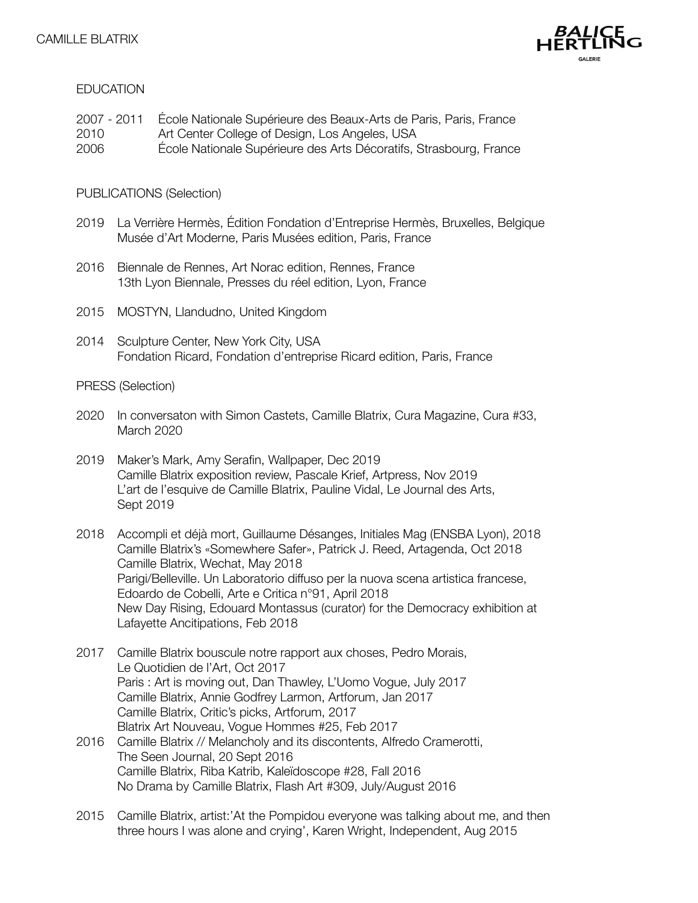## EDUCATION

2007 - 2011 École Nationale Supérieure des Beaux-Arts de Paris, Paris, France
2010 Art Center College of Design, Los Angeles, USA
2006 École Nationale Supérieure des Arts Décoratifs, Strasbourg, France

## PUBLICATIONS (Selection)

2019 La Verrière Hermès, Édition Fondation d'Entreprise Hermès, Bruxelles, Belgique
Musée d'Art Moderne, Paris Musées edition, Paris, France

2016 Biennale de Rennes, Art Norac edition, Rennes, France
13th Lyon Biennale, Presses du réel edition, Lyon, France

2015 MOSTYN, Llandudno, United Kingdom

2014 Sculpture Center, New York City, USA
Fondation Ricard, Fondation d'entreprise Ricard edition, Paris, France

## PRESS (Selection)

2020 In conversaton with Simon Castets, Camille Blatrix, Cura Magazine, Cura #33, March 2020

2019 Maker's Mark, Amy Serafin, Wallpaper, Dec 2019
Camille Blatrix exposition review, Pascale Krief, Artpress, Nov 2019
L'art de l'esquive de Camille Blatrix, Pauline Vidal, Le Journal des Arts, Sept 2019

2018 Accompli et déjà mort, Guillaume Désanges, Initiales Mag (ENSBA Lyon), 2018
Camille Blatrix's «Somewhere Safer», Patrick J. Reed, Artagenda, Oct 2018
Camille Blatrix, Wechat, May 2018
Parigi/Belleville. Un Laboratorio diffuso per la nuova scena artistica francese, Edoardo de Cobelli, Arte e Critica n°91, April 2018
New Day Rising, Edouard Montassus (curator) for the Democracy exhibition at Lafayette Ancitipations, Feb 2018

2017 Camille Blatrix bouscule notre rapport aux choses, Pedro Morais, Le Quotidien de l'Art, Oct 2017
Paris : Art is moving out, Dan Thawley, L'Uomo Vogue, July 2017
Camille Blatrix, Annie Godfrey Larmon, Artforum, Jan 2017
Camille Blatrix, Critic's picks, Artforum, 2017
Blatrix Art Nouveau, Vogue Hommes #25, Feb 2017

2016 Camille Blatrix // Melancholy and its discontents, Alfredo Cramerotti, The Seen Journal, 20 Sept 2016
Camille Blatrix, Riba Katrib, Kaleïdoscope #28, Fall 2016
No Drama by Camille Blatrix, Flash Art #309, July/August 2016

2015 Camille Blatrix, artist:'At the Pompidou everyone was talking about me, and then three hours I was alone and crying', Karen Wright, Independent, Aug 2015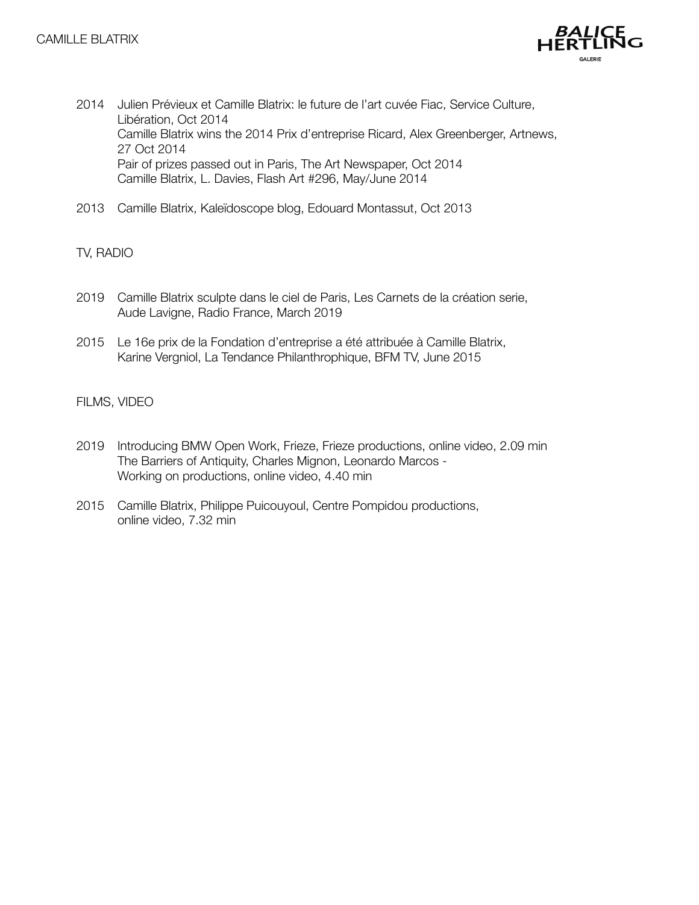2014 Julien Prévieux et Camille Blatrix: le future de l'art cuvée Fiac, Service Culture, Libération, Oct 2014
Camille Blatrix wins the 2014 Prix d'entreprise Ricard, Alex Greenberger, Artnews, 27 Oct 2014
Pair of prizes passed out in Paris, The Art Newspaper, Oct 2014
Camille Blatrix, L. Davies, Flash Art #296, May/June 2014

2013 Camille Blatrix, Kaleïdoscope blog, Edouard Montassut, Oct 2013

TV, RADIO

2019 Camille Blatrix sculpte dans le ciel de Paris, Les Carnets de la création serie, Aude Lavigne, Radio France, March 2019

2015 Le 16e prix de la Fondation d'entreprise a été attribuée à Camille Blatrix, Karine Vergniol, La Tendance Philanthrophique, BFM TV, June 2015

FILMS, VIDEO

2019 Introducing BMW Open Work, Frieze, Frieze productions, online video, 2.09 min
The Barriers of Antiquity, Charles Mignon, Leonardo Marcos - Working on productions, online video, 4.40 min

2015 Camille Blatrix, Philippe Puicouyoul, Centre Pompidou productions, online video, 7.32 min